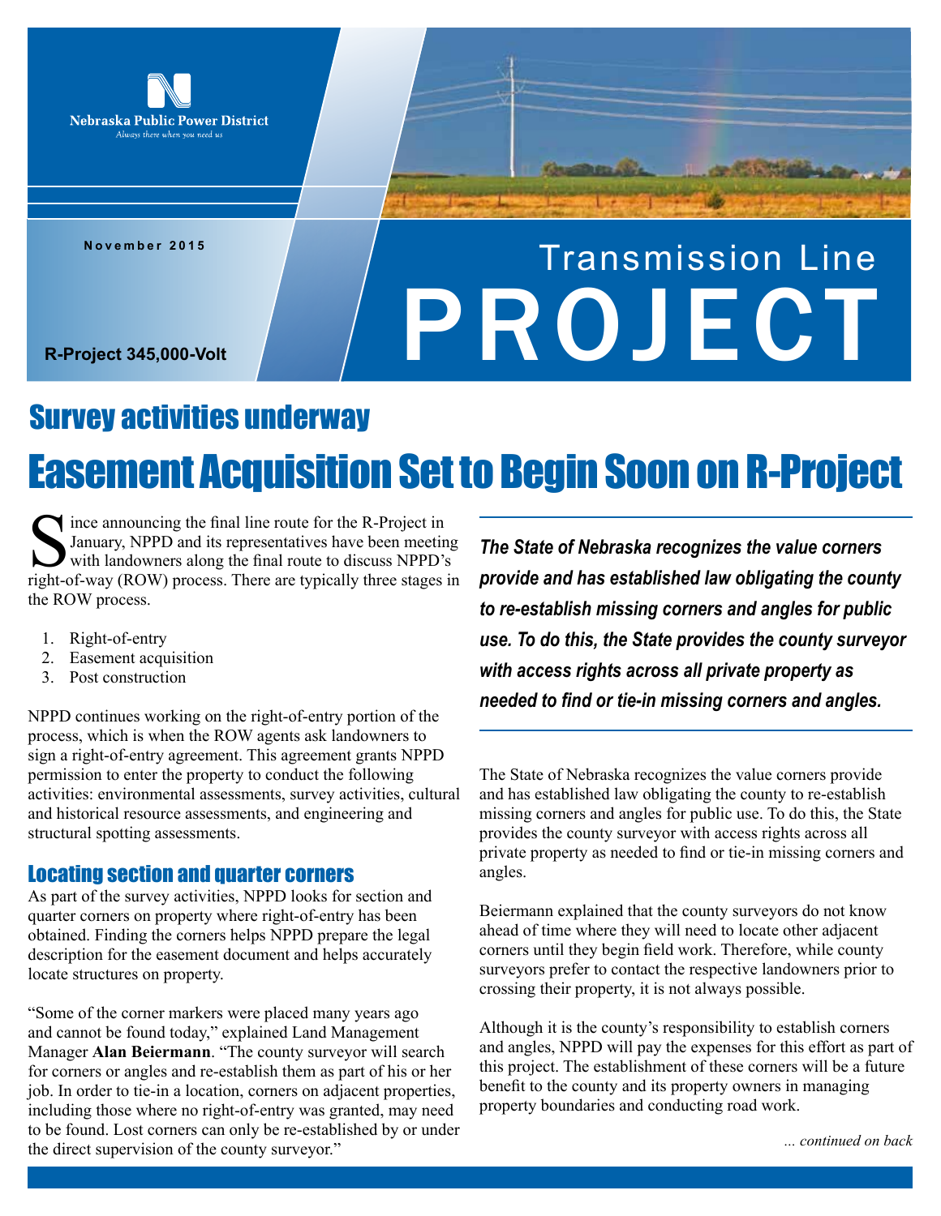Nebraska Public Power District

*Always there when you need us*

**November 2015**

**R-Project 345,000-Volt**

# Transmission Line PROJECT

## Survey activities underway

# Easement Acquisition Set to Begin Soon on R-Project

Since announcing the final line route for the R-Project in January, NPPD and its representatives have been meeting with landowners along the final route to discuss NPPD's right-of-way (ROW) process. There are typically three stages in the ROW process.

1. Right-of-entry
2. Easement acquisition
3. Post construction

NPPD continues working on the right-of-entry portion of the process, which is when the ROW agents ask landowners to sign a right-of-entry agreement. This agreement grants NPPD permission to enter the property to conduct the following activities: environmental assessments, survey activities, cultural and historical resource assessments, and engineering and structural spotting assessments.

### Locating section and quarter corners

As part of the survey activities, NPPD looks for section and quarter corners on property where right-of-entry has been obtained. Finding the corners helps NPPD prepare the legal description for the easement document and helps accurately locate structures on property.

"Some of the corner markers were placed many years ago and cannot be found today," explained Land Management Manager **Alan Beiermann**. "The county surveyor will search for corners or angles and re-establish them as part of his or her job. In order to tie-in a location, corners on adjacent properties, including those where no right-of-entry was granted, may need to be found. Lost corners can only be re-established by or under the direct supervision of the county surveyor."

***The State of Nebraska recognizes the value corners provide and has established law obligating the county to re-establish missing corners and angles for public use. To do this, the State provides the county surveyor with access rights across all private property as needed to find or tie-in missing corners and angles.***

The State of Nebraska recognizes the value corners provide and has established law obligating the county to re-establish missing corners and angles for public use. To do this, the State provides the county surveyor with access rights across all private property as needed to find or tie-in missing corners and angles.

Beiermann explained that the county surveyors do not know ahead of time where they will need to locate other adjacent corners until they begin field work. Therefore, while county surveyors prefer to contact the respective landowners prior to crossing their property, it is not always possible.

Although it is the county's responsibility to establish corners and angles, NPPD will pay the expenses for this effort as part of this project. The establishment of these corners will be a future benefit to the county and its property owners in managing property boundaries and conducting road work.

*... continued on back*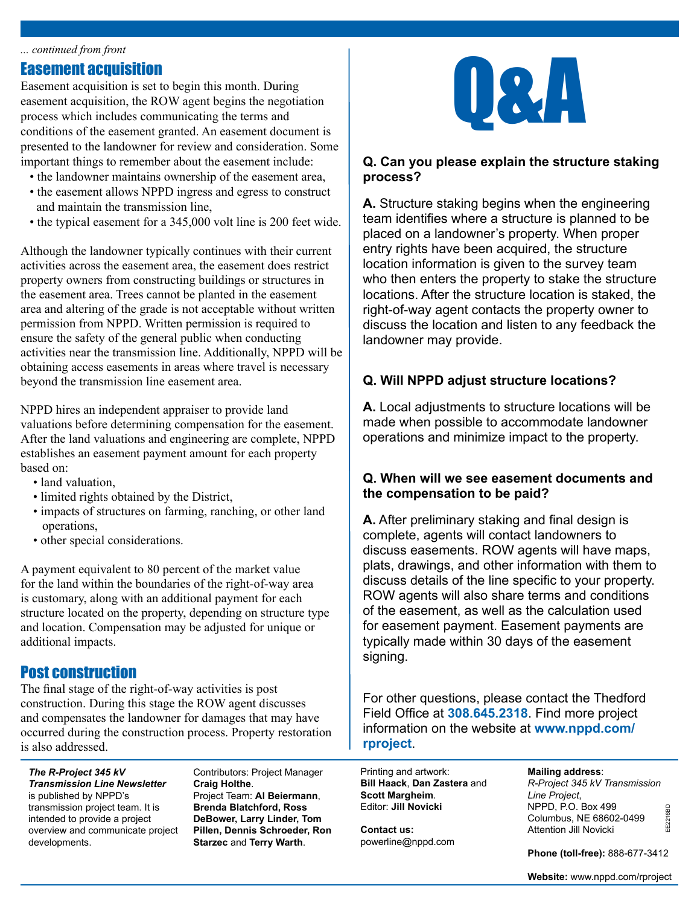*... continued from front*

## Easement acquisition

Easement acquisition is set to begin this month. During easement acquisition, the ROW agent begins the negotiation process which includes communicating the terms and conditions of the easement granted. An easement document is presented to the landowner for review and consideration. Some important things to remember about the easement include:

- the landowner maintains ownership of the easement area,
- the easement allows NPPD ingress and egress to construct and maintain the transmission line,
- the typical easement for a 345,000 volt line is 200 feet wide.

Although the landowner typically continues with their current activities across the easement area, the easement does restrict property owners from constructing buildings or structures in the easement area. Trees cannot be planted in the easement area and altering of the grade is not acceptable without written permission from NPPD. Written permission is required to ensure the safety of the general public when conducting activities near the transmission line. Additionally, NPPD will be obtaining access easements in areas where travel is necessary beyond the transmission line easement area.

NPPD hires an independent appraiser to provide land valuations before determining compensation for the easement. After the land valuations and engineering are complete, NPPD establishes an easement payment amount for each property based on:

- land valuation,
- limited rights obtained by the District,
- impacts of structures on farming, ranching, or other land operations,
- other special considerations.

A payment equivalent to 80 percent of the market value for the land within the boundaries of the right-of-way area is customary, along with an additional payment for each structure located on the property, depending on structure type and location. Compensation may be adjusted for unique or additional impacts.

## Post construction

The final stage of the right-of-way activities is post construction. During this stage the ROW agent discusses and compensates the landowner for damages that may have occurred during the construction process. Property restoration is also addressed.

# Q&A

**Q. Can you please explain the structure staking process?**

**A.** Structure staking begins when the engineering team identifies where a structure is planned to be placed on a landowner's property. When proper entry rights have been acquired, the structure location information is given to the survey team who then enters the property to stake the structure locations. After the structure location is staked, the right-of-way agent contacts the property owner to discuss the location and listen to any feedback the landowner may provide.

**Q. Will NPPD adjust structure locations?**

**A.** Local adjustments to structure locations will be made when possible to accommodate landowner operations and minimize impact to the property.

**Q. When will we see easement documents and the compensation to be paid?**

**A.** After preliminary staking and final design is complete, agents will contact landowners to discuss easements. ROW agents will have maps, plats, drawings, and other information with them to discuss details of the line specific to your property. ROW agents will also share terms and conditions of the easement, as well as the calculation used for easement payment. Easement payments are typically made within 30 days of the easement signing.

For other questions, please contact the Thedford Field Office at **308.645.2318**. Find more project information on the website at **www.nppd.com/rproject**.

***The R-Project 345 kV Transmission Line Newsletter*** is published by NPPD's transmission project team. It is intended to provide a project overview and communicate project developments.

Contributors: Project Manager **Craig Holthe**. Project Team: **Al Beiermann**, **Brenda Blatchford, Ross DeBower, Larry Linder, Tom Pillen, Dennis Schroeder, Ron Starzec** and **Terry Warth**.

Printing and artwork: **Bill Haack**, **Dan Zastera** and **Scott Margheim**. Editor: **Jill Novicki**

**Contact us:** powerline@nppd.com

**Mailing address**: *R-Project 345 kV Transmission Line Project*, NPPD, P.O. Box 499 Columbus, NE 68602-0499 Attention Jill Novicki

**Phone (toll-free):** 888-677-3412

**Website:** www.nppd.com/rproject

EE2168D